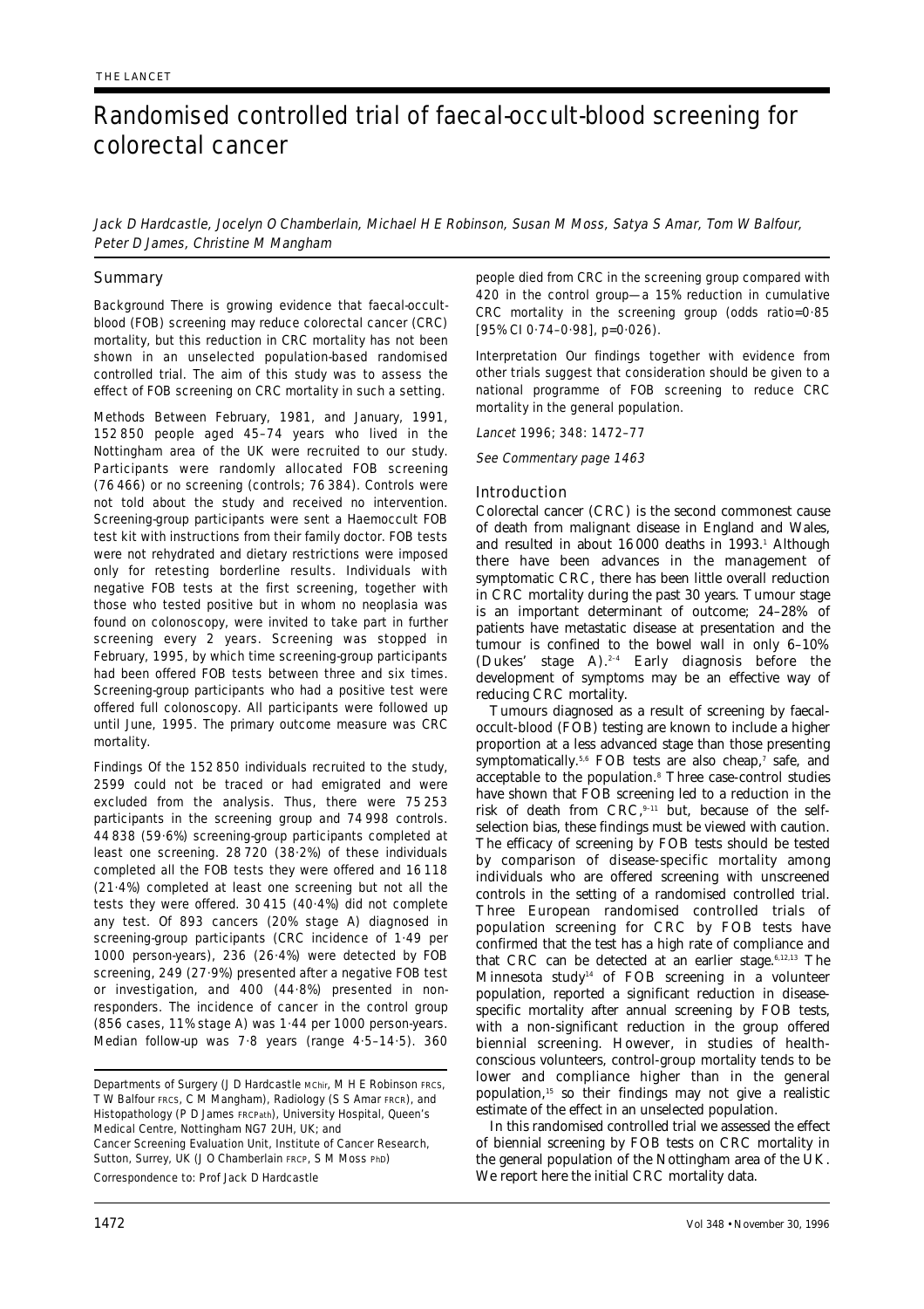# Randomised controlled trial of faecal-occult-blood screening for colorectal cancer

*Jack D Hardcastle, Jocelyn O Chamberlain, Michael H E Robinson, Susan M Moss, Satya S Amar, Tom W Balfour, Peter D James, Christine M Mangham*

## Summary

**Background** There is growing evidence that faecal-occult-blood (FOB) screening may reduce colorectal cancer (CRC) mortality, but this reduction in CRC mortality has not been shown in an unselected population-based randomised controlled trial. The aim of this study was to assess the effect of FOB screening on CRC mortality in such a setting.

**Methods** Between February, 1981, and January, 1991, 152 850 people aged 45–74 years who lived in the Nottingham area of the UK were recruited to our study. Participants were randomly allocated FOB screening (76 466) or no screening (controls; 76 384). Controls were not told about the study and received no intervention. Screening-group participants were sent a Haemoccult FOB test kit with instructions from their family doctor. FOB tests were not rehydrated and dietary restrictions were imposed only for retesting borderline results. Individuals with negative FOB tests at the first screening, together with those who tested positive but in whom no neoplasia was found on colonoscopy, were invited to take part in further screening every 2 years. Screening was stopped in February, 1995, by which time screening-group participants had been offered FOB tests between three and six times. Screening-group participants who had a positive test were offered full colonoscopy. All participants were followed up until June, 1995. The primary outcome measure was CRC mortality.

**Findings** Of the 152 850 individuals recruited to the study, 2599 could not be traced or had emigrated and were excluded from the analysis. Thus, there were 75 253 participants in the screening group and 74 998 controls. 44 838 (59·6%) screening-group participants completed at least one screening. 28 720 (38·2%) of these individuals completed all the FOB tests they were offered and 16 118 (21·4%) completed at least one screening but not all the tests they were offered. 30 415 (40·4%) did not complete any test. Of 893 cancers (20% stage A) diagnosed in screening-group participants (CRC incidence of 1·49 per 1000 person-years), 236 (26·4%) were detected by FOB screening, 249 (27·9%) presented after a negative FOB test or investigation, and 400 (44·8%) presented in non-responders. The incidence of cancer in the control group (856 cases, 11% stage A) was 1·44 per 1000 person-years. Median follow-up was 7·8 years (range 4·5–14·5). 360 people died from CRC in the screening group compared with 420 in the control group—a 15% reduction in cumulative CRC mortality in the screening group (odds ratio=0·85 [95% CI 0·74–0·98], p=0·026).

**Interpretation** Our findings together with evidence from other trials suggest that consideration should be given to a national programme of FOB screening to reduce CRC mortality in the general population.

*Lancet* 1996; 348: 1472–77

*See Commentary page 1463*

## Introduction

Colorectal cancer (CRC) is the second commonest cause of death from malignant disease in England and Wales, and resulted in about 16 000 deaths in 1993.[1] Although there have been advances in the management of symptomatic CRC, there has been little overall reduction in CRC mortality during the past 30 years. Tumour stage is an important determinant of outcome; 24–28% of patients have metastatic disease at presentation and the tumour is confined to the bowel wall in only 6–10% (Dukes' stage A).[2–4] Early diagnosis before the development of symptoms may be an effective way of reducing CRC mortality.

Tumours diagnosed as a result of screening by faecal-occult-blood (FOB) testing are known to include a higher proportion at a less advanced stage than those presenting symptomatically.[5,6] FOB tests are also cheap,[7] safe, and acceptable to the population.[8] Three case-control studies have shown that FOB screening led to a reduction in the risk of death from CRC,[9–11] but, because of the self-selection bias, these findings must be viewed with caution. The efficacy of screening by FOB tests should be tested by comparison of disease-specific mortality among individuals who are offered screening with unscreened controls in the setting of a randomised controlled trial. Three European randomised controlled trials of population screening for CRC by FOB tests have confirmed that the test has a high rate of compliance and that CRC can be detected at an earlier stage.[6,12,13] The Minnesota study[14] of FOB screening in a volunteer population, reported a significant reduction in disease-specific mortality after annual screening by FOB tests, with a non-significant reduction in the group offered biennial screening. However, in studies of health-conscious volunteers, control-group mortality tends to be lower and compliance higher than in the general population,[15] so their findings may not give a realistic estimate of the effect in an unselected population.

In this randomised controlled trial we assessed the effect of biennial screening by FOB tests on CRC mortality in the general population of the Nottingham area of the UK. We report here the initial CRC mortality data.

Departments of Surgery (J D Hardcastle MChir, M H E Robinson FRCS, T W Balfour FRCS, C M Mangham), Radiology (S S Amar FRCR), and Histopathology (P D James FRCPath), University Hospital, Queen's Medical Centre, Nottingham NG7 2UH, UK; and Cancer Screening Evaluation Unit, Institute of Cancer Research, Sutton, Surrey, UK (J O Chamberlain FRCP, S M Moss PhD)

Correspondence to: Prof Jack D Hardcastle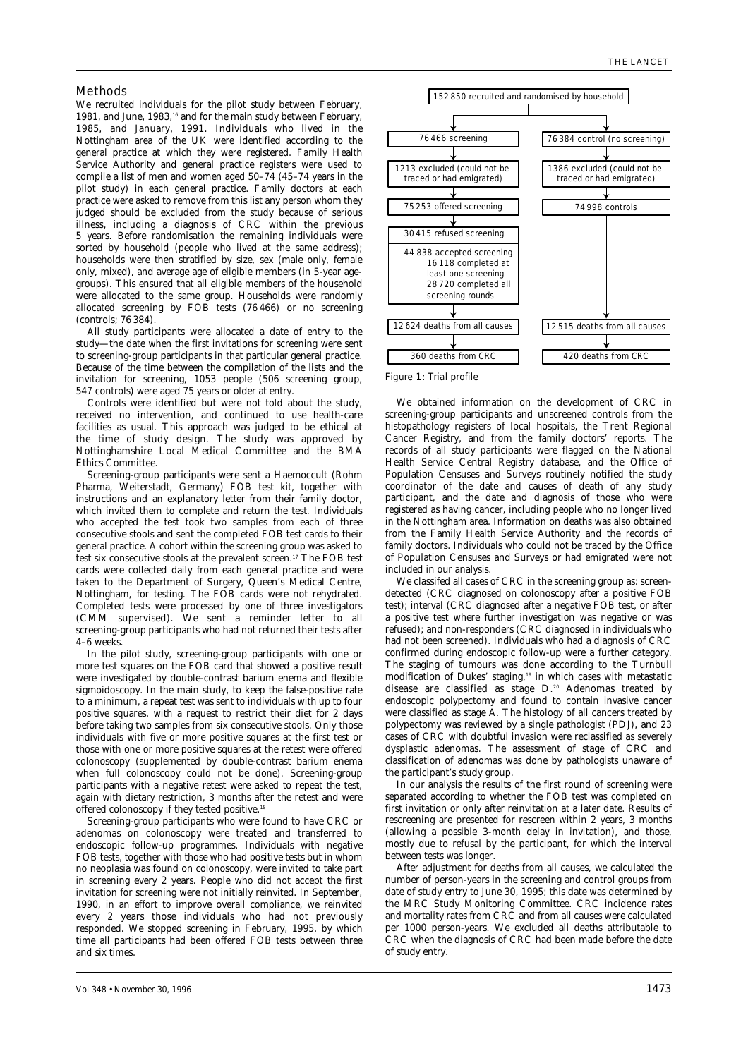## Methods

We recruited individuals for the pilot study between February, 1981, and June, 1983,[16] and for the main study between February, 1985, and January, 1991. Individuals who lived in the Nottingham area of the UK were identified according to the general practice at which they were registered. Family Health Service Authority and general practice registers were used to compile a list of men and women aged 50–74 (45–74 years in the pilot study) in each general practice. Family doctors at each practice were asked to remove from this list any person whom they judged should be excluded from the study because of serious illness, including a diagnosis of CRC within the previous 5 years. Before randomisation the remaining individuals were sorted by household (people who lived at the same address); households were then stratified by size, sex (male only, female only, mixed), and average age of eligible members (in 5-year age-groups). This ensured that all eligible members of the household were allocated to the same group. Households were randomly allocated screening by FOB tests (76 466) or no screening (controls; 76 384).

All study participants were allocated a date of entry to the study—the date when the first invitations for screening were sent to screening-group participants in that particular general practice. Because of the time between the compilation of the lists and the invitation for screening, 1053 people (506 screening group, 547 controls) were aged 75 years or older at entry.

Controls were identified but were not told about the study, received no intervention, and continued to use health-care facilities as usual. This approach was judged to be ethical at the time of study design. The study was approved by Nottinghamshire Local Medical Committee and the BMA Ethics Committee.

Screening-group participants were sent a Haemoccult (Rohm Pharma, Weiterstadt, Germany) FOB test kit, together with instructions and an explanatory letter from their family doctor, which invited them to complete and return the test. Individuals who accepted the test took two samples from each of three consecutive stools and sent the completed FOB test cards to their general practice. A cohort within the screening group was asked to test six consecutive stools at the prevalent screen.[17] The FOB test cards were collected daily from each general practice and were taken to the Department of Surgery, Queen's Medical Centre, Nottingham, for testing. The FOB cards were not rehydrated. Completed tests were processed by one of three investigators (CMM supervised). We sent a reminder letter to all screening-group participants who had not returned their tests after 4–6 weeks.

In the pilot study, screening-group participants with one or more test squares on the FOB card that showed a positive result were investigated by double-contrast barium enema and flexible sigmoidoscopy. In the main study, to keep the false-positive rate to a minimum, a repeat test was sent to individuals with up to four positive squares, with a request to restrict their diet for 2 days before taking two samples from six consecutive stools. Only those individuals with five or more positive squares at the first test or those with one or more positive squares at the retest were offered colonoscopy (supplemented by double-contrast barium enema when full colonoscopy could not be done). Screening-group participants with a negative retest were asked to repeat the test, again with dietary restriction, 3 months after the retest and were offered colonoscopy if they tested positive.[18]

Screening-group participants who were found to have CRC or adenomas on colonoscopy were treated and transferred to endoscopic follow-up programmes. Individuals with negative FOB tests, together with those who had positive tests but in whom no neoplasia was found on colonoscopy, were invited to take part in screening every 2 years. People who did not accept the first invitation for screening were not initially reinvited. In September, 1990, in an effort to improve overall compliance, we reinvited every 2 years those individuals who had not previously responded. We stopped screening in February, 1995, by which time all participants had been offered FOB tests between three and six times.

152 850 recruited and randomised by household

76 466 screening

76 384 control (no screening)

1213 excluded (could not be traced or had emigrated)

1386 excluded (could not be traced or had emigrated)

75 253 offered screening

74 998 controls

30 415 refused screening

44 838 accepted screening
16 118 completed at least one screening
28 720 completed all screening rounds

12 624 deaths from all causes

12 515 deaths from all causes

360 deaths from CRC

420 deaths from CRC

Figure 1: Trial profile

We obtained information on the development of CRC in screening-group participants and unscreened controls from the histopathology registers of local hospitals, the Trent Regional Cancer Registry, and from the family doctors' reports. The records of all study participants were flagged on the National Health Service Central Registry database, and the Office of Population Censuses and Surveys routinely notified the study coordinator of the date and causes of death of any study participant, and the date and diagnosis of those who were registered as having cancer, including people who no longer lived in the Nottingham area. Information on deaths was also obtained from the Family Health Service Authority and the records of family doctors. Individuals who could not be traced by the Office of Population Censuses and Surveys or had emigrated were not included in our analysis.

We classifed all cases of CRC in the screening group as: screen-detected (CRC diagnosed on colonoscopy after a positive FOB test); interval (CRC diagnosed after a negative FOB test, or after a positive test where further investigation was negative or was refused); and non-responders (CRC diagnosed in individuals who had not been screened). Individuals who had a diagnosis of CRC confirmed during endoscopic follow-up were a further category. The staging of tumours was done according to the Turnbull modification of Dukes' staging,[19] in which cases with metastatic disease are classified as stage D.[20] Adenomas treated by endoscopic polypectomy and found to contain invasive cancer were classified as stage A. The histology of all cancers treated by polypectomy was reviewed by a single pathologist (PDJ), and 23 cases of CRC with doubtful invasion were reclassified as severely dysplastic adenomas. The assessment of stage of CRC and classification of adenomas was done by pathologists unaware of the participant's study group.

In our analysis the results of the first round of screening were separated according to whether the FOB test was completed on first invitation or only after reinvitation at a later date. Results of rescreening are presented for rescreen within 2 years, 3 months (allowing a possible 3-month delay in invitation), and those, mostly due to refusal by the participant, for which the interval between tests was longer.

After adjustment for deaths from all causes, we calculated the number of person-years in the screening and control groups from date of study entry to June 30, 1995; this date was determined by the MRC Study Monitoring Committee. CRC incidence rates and mortality rates from CRC and from all causes were calculated per 1000 person-years. We excluded all deaths attributable to CRC when the diagnosis of CRC had been made before the date of study entry.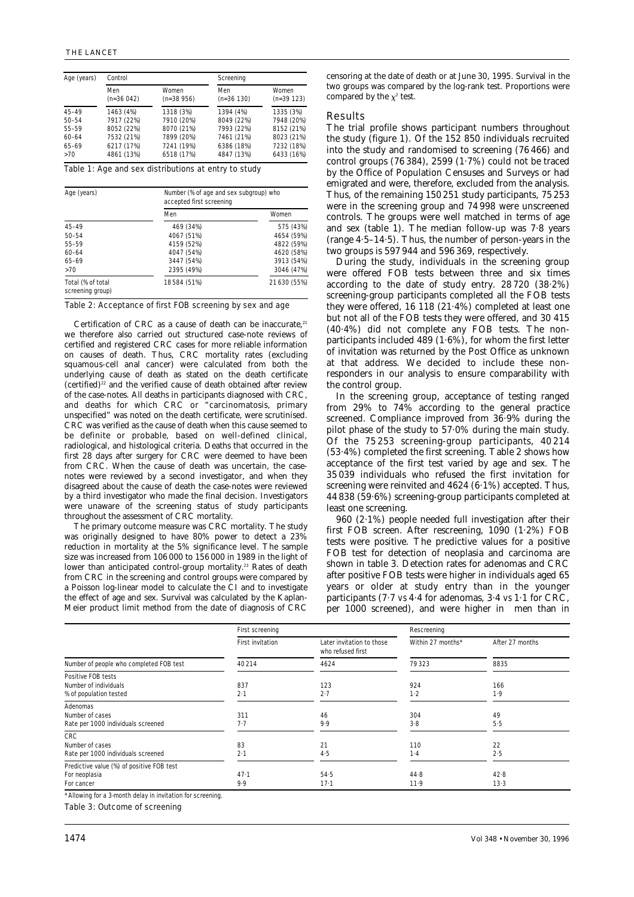| Age (years) | Control | | Screening | |
|---|---|---|---|---|
| | Men (n=36 042) | Women (n=38 956) | Men (n=36 130) | Women (n=39 123) |
| 45–49 | 1463 (4%) | 1318 (3%) | 1394 (4%) | 1335 (3%) |
| 50–54 | 7917 (22%) | 7910 (20%) | 8049 (22%) | 7948 (20%) |
| 55–59 | 8052 (22%) | 8070 (21%) | 7993 (22%) | 8152 (21%) |
| 60–64 | 7532 (21%) | 7899 (20%) | 7461 (21%) | 8023 (21%) |
| 65–69 | 6217 (17%) | 7241 (19%) | 6386 (18%) | 7232 (18%) |
| >70 | 4861 (13%) | 6518 (17%) | 4847 (13%) | 6433 (16%) |

Table 1: Age and sex distributions at entry to study

| Age (years) | Number (% of age and sex subgroup) who accepted first screening | |
|---|---|---|
| | Men | Women |
| 45–49 | 469 (34%) | 575 (43%) |
| 50–54 | 4067 (51%) | 4654 (59%) |
| 55–59 | 4159 (52%) | 4822 (59%) |
| 60–64 | 4047 (54%) | 4620 (58%) |
| 65–69 | 3447 (54%) | 3913 (54%) |
| >70 | 2395 (49%) | 3046 (47%) |
| Total (% of total screening group) | 18 584 (51%) | 21 630 (55%) |

Table 2: Acceptance of first FOB screening by sex and age

Certification of CRC as a cause of death can be inaccurate,[21] we therefore also carried out structured case-note reviews of certified and registered CRC cases for more reliable information on causes of death. Thus, CRC mortality rates (excluding squamous-cell anal cancer) were calculated from both the underlying cause of death as stated on the death certificate (certified)[22] and the verified cause of death obtained after review of the case-notes. All deaths in participants diagnosed with CRC, and deaths for which CRC or "carcinomatosis, primary unspecified" was noted on the death certificate, were scrutinised. CRC was verified as the cause of death when this cause seemed to be definite or probable, based on well-defined clinical, radiological, and histological criteria. Deaths that occurred in the first 28 days after surgery for CRC were deemed to have been from CRC. When the cause of death was uncertain, the case-notes were reviewed by a second investigator, and when they disagreed about the cause of death the case-notes were reviewed by a third investigator who made the final decision. Investigators were unaware of the screening status of study participants throughout the assessment of CRC mortality.

The primary outcome measure was CRC mortality. The study was originally designed to have 80% power to detect a 23% reduction in mortality at the 5% significance level. The sample size was increased from 106 000 to 156 000 in 1989 in the light of lower than anticipated control-group mortality.[23] Rates of death from CRC in the screening and control groups were compared by a Poisson log-linear model to calculate the CI and to investigate the effect of age and sex. Survival was calculated by the Kaplan-Meier product limit method from the date of diagnosis of CRC censoring at the date of death or at June 30, 1995. Survival in the two groups was compared by the log-rank test. Proportions were compared by the $\chi^2$ test.

## Results

The trial profile shows participant numbers throughout the study (figure 1). Of the 152 850 individuals recruited into the study and randomised to screening (76 466) and control groups (76 384), 2599 (1·7%) could not be traced by the Office of Population Censuses and Surveys or had emigrated and were, therefore, excluded from the analysis. Thus, of the remaining 150 251 study participants, 75 253 were in the screening group and 74 998 were unscreened controls. The groups were well matched in terms of age and sex (table 1). The median follow-up was 7·8 years (range 4·5–14·5). Thus, the number of person-years in the two groups is 597 944 and 596 369, respectively.

During the study, individuals in the screening group were offered FOB tests between three and six times according to the date of study entry. 28 720 (38·2%) screening-group participants completed all the FOB tests they were offered, 16 118 (21·4%) completed at least one but not all of the FOB tests they were offered, and 30 415 (40·4%) did not complete any FOB tests. The non-participants included 489 (1·6%), for whom the first letter of invitation was returned by the Post Office as unknown at that address. We decided to include these non-responders in our analysis to ensure comparability with the control group.

In the screening group, acceptance of testing ranged from 29% to 74% according to the general practice screened. Compliance improved from 36·9% during the pilot phase of the study to 57·0% during the main study. Of the 75 253 screening-group participants, 40 214 (53·4%) completed the first screening. Table 2 shows how acceptance of the first test varied by age and sex. The 35 039 individuals who refused the first invitation for screening were reinvited and 4624 (6·1%) accepted. Thus, 44 838 (59·6%) screening-group participants completed at least one screening.

960 (2·1%) people needed full investigation after their first FOB screen. After rescreening, 1090 (1·2%) FOB tests were positive. The predictive values for a positive FOB test for detection of neoplasia and carcinoma are shown in table 3. Detection rates for adenomas and CRC after positive FOB tests were higher in individuals aged 65 years or older at study entry than in the younger participants (7·7 *vs* 4·4 for adenomas, 3·4 *vs* 1·1 for CRC, per 1000 screened), and were higher in men than in

| | First screening | | Rescreening | |
|---|---|---|---|---|
| | First invitation | Later invitation to those who refused first | Within 27 months* | After 27 months |
| Number of people who completed FOB test | 40 214 | 4624 | 79 323 | 8835 |
| **Positive FOB tests** | | | | |
| Number of individuals | 837 | 123 | 924 | 166 |
| % of population tested | 2·1 | 2·7 | 1·2 | 1·9 |
| **Adenomas** | | | | |
| Number of cases | 311 | 46 | 304 | 49 |
| Rate per 1000 individuals screened | 7·7 | 9·9 | 3·8 | 5·5 |
| **CRC** | | | | |
| Number of cases | 83 | 21 | 110 | 22 |
| Rate per 1000 individuals screened | 2·1 | 4·5 | 1·4 | 2·5 |
| **Predictive value (%) of positive FOB test** | | | | |
| For neoplasia | 47·1 | 54·5 | 44·8 | 42·8 |
| For cancer | 9·9 | 17·1 | 11·9 | 13·3 |

*Allowing for a 3-month delay in invitation for screening.

Table 3: Outcome of screening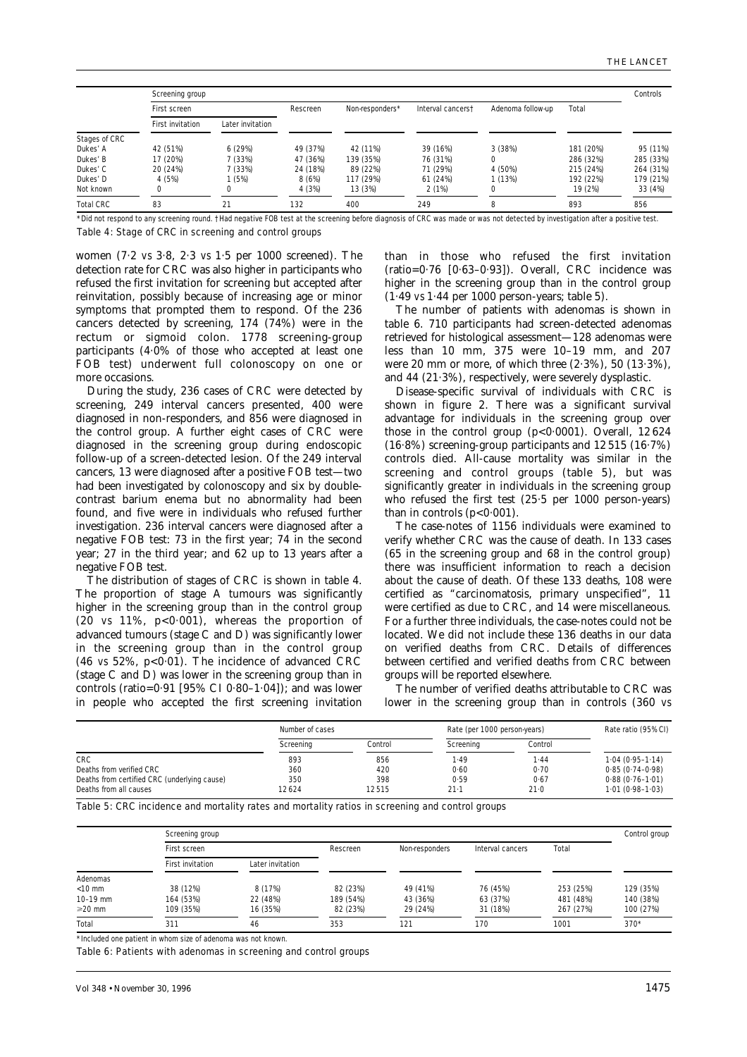| | Screening group | | | | | | | Controls |
|---|---|---|---|---|---|---|---|---|
| | First screen | | Rescreen | Non-responders* | Interval cancers† | Adenoma follow-up | Total | |
| | First invitation | Later invitation | | | | | | |
| Stages of CRC | | | | | | | | |
| Dukes' A | 42 (51%) | 6 (29%) | 49 (37%) | 42 (11%) | 39 (16%) | 3 (38%) | 181 (20%) | 95 (11%) |
| Dukes' B | 17 (20%) | 7 (33%) | 47 (36%) | 139 (35%) | 76 (31%) | 0 | 286 (32%) | 285 (33%) |
| Dukes' C | 20 (24%) | 7 (33%) | 24 (18%) | 89 (22%) | 71 (29%) | 4 (50%) | 215 (24%) | 264 (31%) |
| Dukes' D | 4 (5%) | 1 (5%) | 8 (6%) | 117 (29%) | 61 (24%) | 1 (13%) | 192 (22%) | 179 (21%) |
| Not known | 0 | 0 | 4 (3%) | 13 (3%) | 2 (1%) | 0 | 19 (2%) | 33 (4%) |
| Total CRC | 83 | 21 | 132 | 400 | 249 | 8 | 893 | 856 |

*Did not respond to any screening round. †Had negative FOB test at the screening before diagnosis of CRC was made or was not detected by investigation after a positive test.

Table 4: Stage of CRC in screening and control groups

women (7·2 *vs* 3·8, 2·3 *vs* 1·5 per 1000 screened). The detection rate for CRC was also higher in participants who refused the first invitation for screening but accepted after reinvitation, possibly because of increasing age or minor symptoms that prompted them to respond. Of the 236 cancers detected by screening, 174 (74%) were in the rectum or sigmoid colon. 1778 screening-group participants (4·0% of those who accepted at least one FOB test) underwent full colonoscopy on one or more occasions.

During the study, 236 cases of CRC were detected by screening, 249 interval cancers presented, 400 were diagnosed in non-responders, and 856 were diagnosed in the control group. A further eight cases of CRC were diagnosed in the screening group during endoscopic follow-up of a screen-detected lesion. Of the 249 interval cancers, 13 were diagnosed after a positive FOB test—two had been investigated by colonoscopy and six by double-contrast barium enema but no abnormality had been found, and five were in individuals who refused further investigation. 236 interval cancers were diagnosed after a negative FOB test: 73 in the first year; 74 in the second year; 27 in the third year; and 62 up to 13 years after a negative FOB test.

The distribution of stages of CRC is shown in table 4. The proportion of stage A tumours was significantly higher in the screening group than in the control group (20 *vs* 11%, $p<0·001$), whereas the proportion of advanced tumours (stage C and D) was significantly lower in the screening group than in the control group (46 *vs* 52%, $p<0·01$). The incidence of advanced CRC (stage C and D) was lower in the screening group than in controls (ratio=0·91 [95% CI 0·80–1·04]); and was lower in people who accepted the first screening invitation than in those who refused the first invitation (ratio=0·76 [0·63–0·93]). Overall, CRC incidence was higher in the screening group than in the control group (1·49 *vs* 1·44 per 1000 person-years; table 5).

The number of patients with adenomas is shown in table 6. 710 participants had screen-detected adenomas retrieved for histological assessment—128 adenomas were less than 10 mm, 375 were 10–19 mm, and 207 were 20 mm or more, of which three (2·3%), 50 (13·3%), and 44 (21·3%), respectively, were severely dysplastic.

Disease-specific survival of individuals with CRC is shown in figure 2. There was a significant survival advantage for individuals in the screening group over those in the control group ($p<0·0001$). Overall, 12 624 (16·8%) screening-group participants and 12 515 (16·7%) controls died. All-cause mortality was similar in the screening and control groups (table 5), but was significantly greater in individuals in the screening group who refused the first test (25·5 per 1000 person-years) than in controls ($p<0·001$).

The case-notes of 1156 individuals were examined to verify whether CRC was the cause of death. In 133 cases (65 in the screening group and 68 in the control group) there was insufficient information to reach a decision about the cause of death. Of these 133 deaths, 108 were certified as "carcinomatosis, primary unspecified", 11 were certified as due to CRC, and 14 were miscellaneous. For a further three individuals, the case-notes could not be located. We did not include these 136 deaths in our data on verified deaths from CRC. Details of differences between certified and verified deaths from CRC between groups will be reported elsewhere.

The number of verified deaths attributable to CRC was lower in the screening group than in controls (360 *vs*

| | Number of cases | | Rate (per 1000 person-years) | | Rate ratio (95% CI) |
|---|---|---|---|---|---|
| | Screening | Control | Screening | Control | |
| CRC | 893 | 856 | 1·49 | 1·44 | 1·04 (0·95–1·14) |
| Deaths from verified CRC | 360 | 420 | 0·60 | 0·70 | 0·85 (0·74–0·98) |
| Deaths from certified CRC (underlying cause) | 350 | 398 | 0·59 | 0·67 | 0·88 (0·76–1·01) |
| Deaths from all causes | 12 624 | 12 515 | 21·1 | 21·0 | 1·01 (0·98–1·03) |

Table 5: CRC incidence and mortality rates and mortality ratios in screening and control groups

| | Screening group | | | | | | Control group |
|---|---|---|---|---|---|---|---|
| | First screen | | Rescreen | Non-responders | Interval cancers | Total | |
| | First invitation | Later invitation | | | | | |
| Adenomas | | | | | | | |
| <10 mm | 38 (12%) | 8 (17%) | 82 (23%) | 49 (41%) | 76 (45%) | 253 (25%) | 129 (35%) |
| 10–19 mm | 164 (53%) | 22 (48%) | 189 (54%) | 43 (36%) | 63 (37%) | 481 (48%) | 140 (38%) |
| ≥20 mm | 109 (35%) | 16 (35%) | 82 (23%) | 29 (24%) | 31 (18%) | 267 (27%) | 100 (27%) |
| Total | 311 | 46 | 353 | 121 | 170 | 1001 | 370* |

*Included one patient in whom size of adenoma was not known.

Table 6: Patients with adenomas in screening and control groups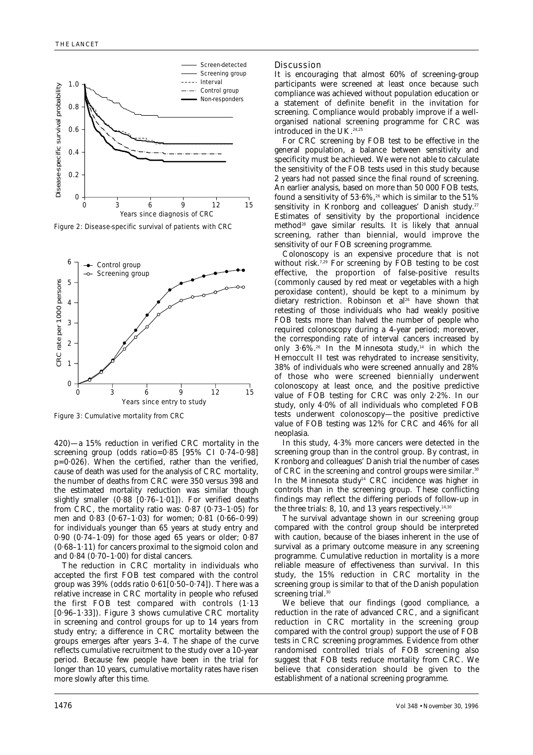Figure 2: Disease-specific survival of patients with CRC

Figure 3: Cumulative mortality from CRC

420)—a 15% reduction in verified CRC mortality in the screening group (odds ratio=0·85 [95% CI 0·74–0·98] p=0·026). When the certified, rather than the verified, cause of death was used for the analysis of CRC mortality, the number of deaths from CRC were 350 versus 398 and the estimated mortality reduction was similar though slightly smaller (0·88 [0·76–1·01]). For verified deaths from CRC, the mortality ratio was: 0·87 (0·73–1·05) for men and 0·83 (0·67–1·03) for women; 0·81 (0·66–0·99) for individuals younger than 65 years at study entry and 0·90 (0·74–1·09) for those aged 65 years or older; 0·87 (0·68–1·11) for cancers proximal to the sigmoid colon and and 0·84 (0·70–1·00) for distal cancers.

The reduction in CRC mortality in individuals who accepted the first FOB test compared with the control group was 39% (odds ratio 0·61[0·50–0·74]). There was a relative increase in CRC mortality in people who refused the first FOB test compared with controls (1·13 [0·96–1·33]). Figure 3 shows cumulative CRC mortality in screening and control groups for up to 14 years from study entry; a difference in CRC mortality between the groups emerges after years 3–4. The shape of the curve reflects cumulative recruitment to the study over a 10-year period. Because few people have been in the trial for longer than 10 years, cumulative mortality rates have risen more slowly after this time.

## Discussion

It is encouraging that almost 60% of screening-group participants were screened at least once because such compliance was achieved without population education or a statement of definite benefit in the invitation for screening. Compliance would probably improve if a well-organised national screening programme for CRC was introduced in the UK.[24,25]

For CRC screening by FOB test to be effective in the general population, a balance between sensitivity and specificity must be achieved. We were not able to calculate the sensitivity of the FOB tests used in this study because 2 years had not passed since the final round of screening. An earlier analysis, based on more than 50 000 FOB tests, found a sensitivity of 53·6%,[26] which is similar to the 51% sensitivity in Kronborg and colleagues' Danish study.[27] Estimates of sensitivity by the proportional incidence method[28] gave similar results. It is likely that annual screening, rather than biennial, would improve the sensitivity of our FOB screening programme.

Colonoscopy is an expensive procedure that is not without risk.[7,29] For screening by FOB testing to be cost effective, the proportion of false-positive results (commonly caused by red meat or vegetables with a high peroxidase content), should be kept to a minimum by dietary restriction. Robinson et al[26] have shown that retesting of those individuals who had weakly positive FOB tests more than halved the number of people who required colonoscopy during a 4-year period; moreover, the corresponding rate of interval cancers increased by only 3·6%.[26] In the Minnesota study,[14] in which the Hemoccult II test was rehydrated to increase sensitivity, 38% of individuals who were screened annually and 28% of those who were screened biennially underwent colonoscopy at least once, and the positive predictive value of FOB testing for CRC was only 2·2%. In our study, only 4·0% of all individuals who completed FOB tests underwent colonoscopy—the positive predictive value of FOB testing was 12% for CRC and 46% for all neoplasia.

In this study, 4·3% more cancers were detected in the screening group than in the control group. By contrast, in Kronborg and colleagues' Danish trial the number of cases of CRC in the screening and control groups were similar.[30] In the Minnesota study[14] CRC incidence was higher in controls than in the screening group. These conflicting findings may reflect the differing periods of follow-up in the three trials: 8, 10, and 13 years respectively.[14,30]

The survival advantage shown in our screening group compared with the control group should be interpreted with caution, because of the biases inherent in the use of survival as a primary outcome measure in any screening programme. Cumulative reduction in mortality is a more reliable measure of effectiveness than survival. In this study, the 15% reduction in CRC mortality in the screening group is similar to that of the Danish population screening trial.[30]

We believe that our findings (good compliance, a reduction in the rate of advanced CRC, and a significant reduction in CRC mortality in the screening group compared with the control group) support the use of FOB tests in CRC screening programmes. Evidence from other randomised controlled trials of FOB screening also suggest that FOB tests reduce mortality from CRC. We believe that consideration should be given to the establishment of a national screening programme.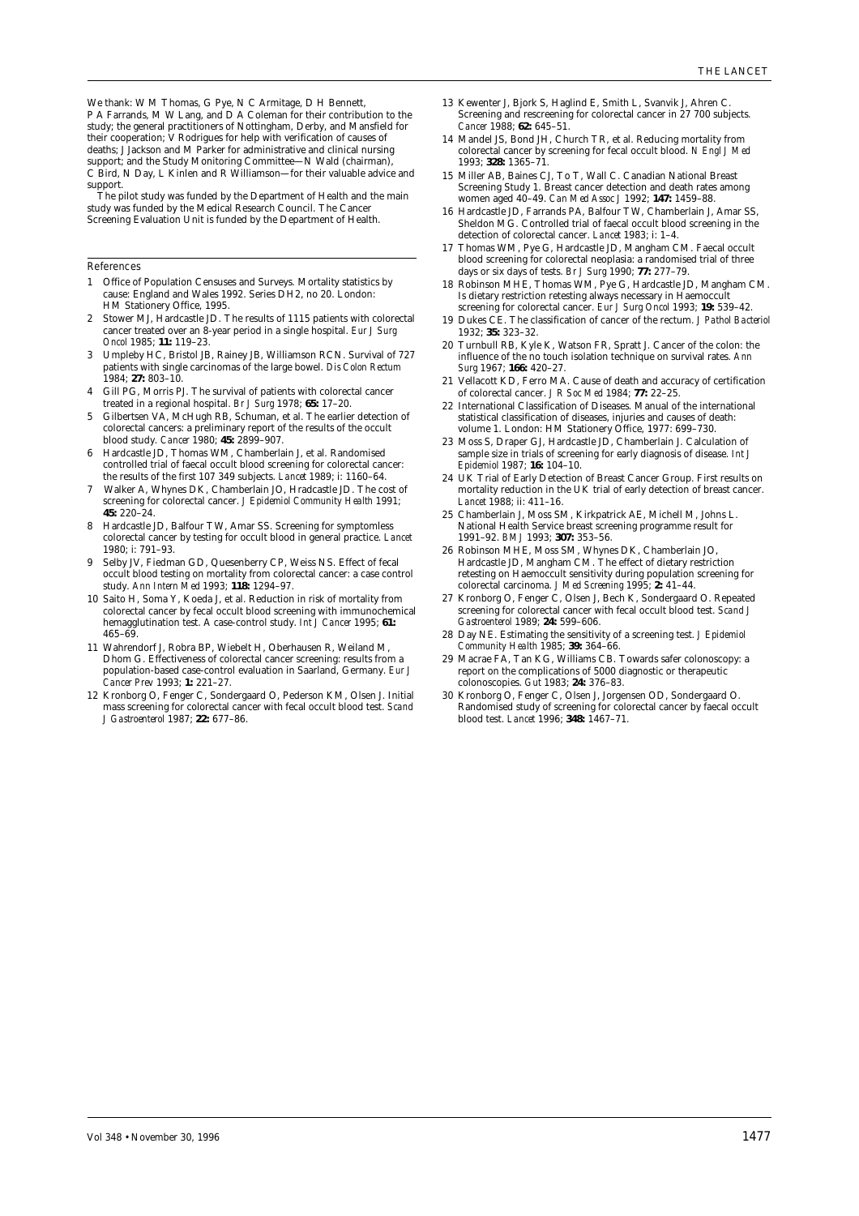We thank: W M Thomas, G Pye, N C Armitage, D H Bennett, P A Farrands, M W Lang, and D A Coleman for their contribution to the study; the general practitioners of Nottingham, Derby, and Mansfield for their cooperation; V Rodrigues for help with verification of causes of deaths; J Jackson and M Parker for administrative and clinical nursing support; and the Study Monitoring Committee—N Wald (chairman), C Bird, N Day, L Kinlen and R Williamson—for their valuable advice and support.

The pilot study was funded by the Department of Health and the main study was funded by the Medical Research Council. The Cancer Screening Evaluation Unit is funded by the Department of Health.

## References

1. Office of Population Censuses and Surveys. Mortality statistics by cause: England and Wales 1992. Series DH2, no 20. London: HM Stationery Office, 1995.
2. Stower MJ, Hardcastle JD. The results of 1115 patients with colorectal cancer treated over an 8-year period in a single hospital. *Eur J Surg Oncol* 1985; **11:** 119–23.
3. Umpleby HC, Bristol JB, Rainey JB, Williamson RCN. Survival of 727 patients with single carcinomas of the large bowel. *Dis Colon Rectum* 1984; **27:** 803–10.
4. Gill PG, Morris PJ. The survival of patients with colorectal cancer treated in a regional hospital. *Br J Surg* 1978; **65:** 17–20.
5. Gilbertsen VA, McHugh RB, Schuman, et al. The earlier detection of colorectal cancers: a preliminary report of the results of the occult blood study. *Cancer* 1980; **45:** 2899–907.
6. Hardcastle JD, Thomas WM, Chamberlain J, et al. Randomised controlled trial of faecal occult blood screening for colorectal cancer: the results of the first 107 349 subjects. *Lancet* 1989; i: 1160–64.
7. Walker A, Whynes DK, Chamberlain JO, Hradcastle JD. The cost of screening for colorectal cancer. *J Epidemiol Community Health* 1991; **45:** 220–24.
8. Hardcastle JD, Balfour TW, Amar SS. Screening for symptomless colorectal cancer by testing for occult blood in general practice. *Lancet* 1980; i: 791–93.
9. Selby JV, Fiedman GD, Quesenberry CP, Weiss NS. Effect of fecal occult blood testing on mortality from colorectal cancer: a case control study. *Ann Intern Med* 1993; **118:** 1294–97.
10. Saito H, Soma Y, Koeda J, et al. Reduction in risk of mortality from colorectal cancer by fecal occult blood screening with immunochemical hemagglutination test. A case-control study. *Int J Cancer* 1995; **61:** 465–69.
11. Wahrendorf J, Robra BP, Wiebelt H, Oberhausen R, Weiland M, Dhom G. Effectiveness of colorectal cancer screening: results from a population-based case-control evaluation in Saarland, Germany. *Eur J Cancer Prev* 1993; **1:** 221–27.
12. Kronborg O, Fenger C, Sondergaard O, Pederson KM, Olsen J. Initial mass screening for colorectal cancer with fecal occult blood test. *Scand J Gastroenterol* 1987; **22:** 677–86.
13. Kewenter J, Bjork S, Haglind E, Smith L, Svanvik J, Ahren C. Screening and rescreening for colorectal cancer in 27 700 subjects. *Cancer* 1988; **62:** 645–51.
14. Mandel JS, Bond JH, Church TR, et al. Reducing mortality from colorectal cancer by screening for fecal occult blood. *N Engl J Med* 1993; **328:** 1365–71.
15. Miller AB, Baines CJ, To T, Wall C. Canadian National Breast Screening Study 1. Breast cancer detection and death rates among women aged 40–49. *Can Med Assoc J* 1992; **147:** 1459–88.
16. Hardcastle JD, Farrands PA, Balfour TW, Chamberlain J, Amar SS, Sheldon MG. Controlled trial of faecal occult blood screening in the detection of colorectal cancer. *Lancet* 1983; i: 1–4.
17. Thomas WM, Pye G, Hardcastle JD, Mangham CM. Faecal occult blood screening for colorectal neoplasia: a randomised trial of three days or six days of tests. *Br J Surg* 1990; **77:** 277–79.
18. Robinson MHE, Thomas WM, Pye G, Hardcastle JD, Mangham CM. Is dietary restriction retesting always necessary in Haemoccult screening for colorectal cancer. *Eur J Surg Oncol* 1993; **19:** 539–42.
19. Dukes CE. The classification of cancer of the rectum. *J Pathol Bacteriol* 1932; **35:** 323–32.
20. Turnbull RB, Kyle K, Watson FR, Spratt J. Cancer of the colon: the influence of the no touch isolation technique on survival rates. *Ann Surg* 1967; **166:** 420–27.
21. Vellacott KD, Ferro MA. Cause of death and accuracy of certification of colorectal cancer. *J R Soc Med* 1984; **77:** 22–25.
22. International Classification of Diseases. Manual of the international statistical classification of diseases, injuries and causes of death: volume 1. London: HM Stationery Office, 1977: 699–730.
23. Moss S, Draper GJ, Hardcastle JD, Chamberlain J. Calculation of sample size in trials of screening for early diagnosis of disease. *Int J Epidemiol* 1987; **16:** 104–10.
24. UK Trial of Early Detection of Breast Cancer Group. First results on mortality reduction in the UK trial of early detection of breast cancer. *Lancet* 1988; ii: 411–16.
25. Chamberlain J, Moss SM, Kirkpatrick AE, Michell M, Johns L. National Health Service breast screening programme result for 1991–92. *BMJ* 1993; **307:** 353–56.
26. Robinson MHE, Moss SM, Whynes DK, Chamberlain JO, Hardcastle JD, Mangham CM. The effect of dietary restriction retesting on Haemoccult sensitivity during population screening for colorectal carcinoma. *J Med Screening* 1995; **2:** 41–44.
27. Kronborg O, Fenger C, Olsen J, Bech K, Sondergaard O. Repeated screening for colorectal cancer with fecal occult blood test. *Scand J Gastroenterol* 1989; **24:** 599–606.
28. Day NE. Estimating the sensitivity of a screening test. *J Epidemiol Community Health* 1985; **39:** 364–66.
29. Macrae FA, Tan KG, Williams CB. Towards safer colonoscopy: a report on the complications of 5000 diagnostic or therapeutic colonoscopies. *Gut* 1983; **24:** 376–83.
30. Kronborg O, Fenger C, Olsen J, Jorgensen OD, Sondergaard O. Randomised study of screening for colorectal cancer by faecal occult blood test. *Lancet* 1996; **348:** 1467–71.